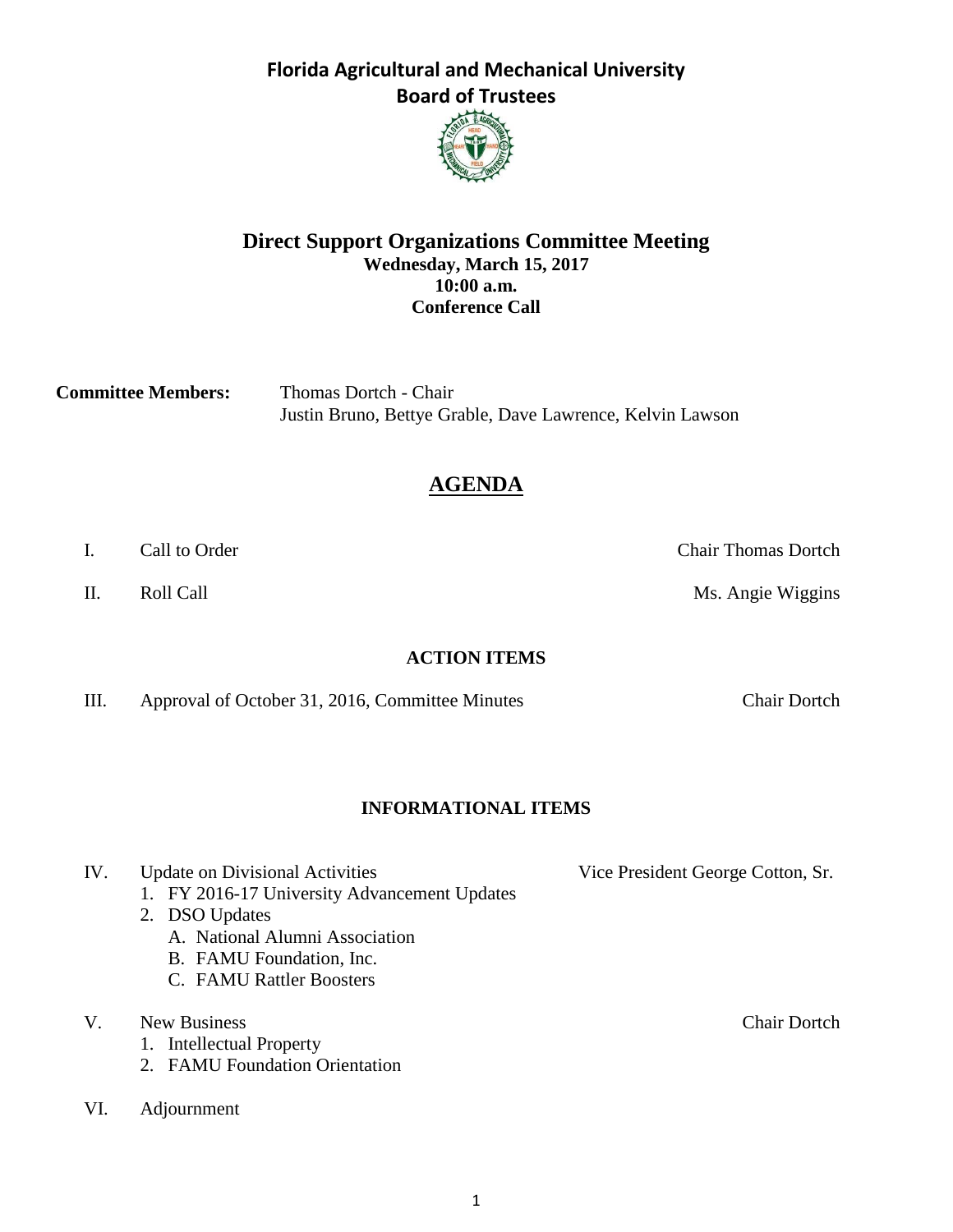# Florida Agricultural and Mechanical University
## Board of Trustees

### Direct Support Organizations Committee Meeting
**Wednesday, March 15, 2017**
**10:00 a.m.**
**Conference Call**

**Committee Members:** Thomas Dortch - Chair
Justin Bruno, Bettye Grable, Dave Lawrence, Kelvin Lawson

## AGENDA

I. Call to Order — Chair Thomas Dortch

II. Roll Call — Ms. Angie Wiggins

**ACTION ITEMS**

III. Approval of October 31, 2016, Committee Minutes — Chair Dortch

**INFORMATIONAL ITEMS**

IV. Update on Divisional Activities — Vice President George Cotton, Sr.
1. FY 2016-17 University Advancement Updates
2. DSO Updates
   - A. National Alumni Association
   - B. FAMU Foundation, Inc.
   - C. FAMU Rattler Boosters

V. New Business — Chair Dortch
1. Intellectual Property
2. FAMU Foundation Orientation

VI. Adjournment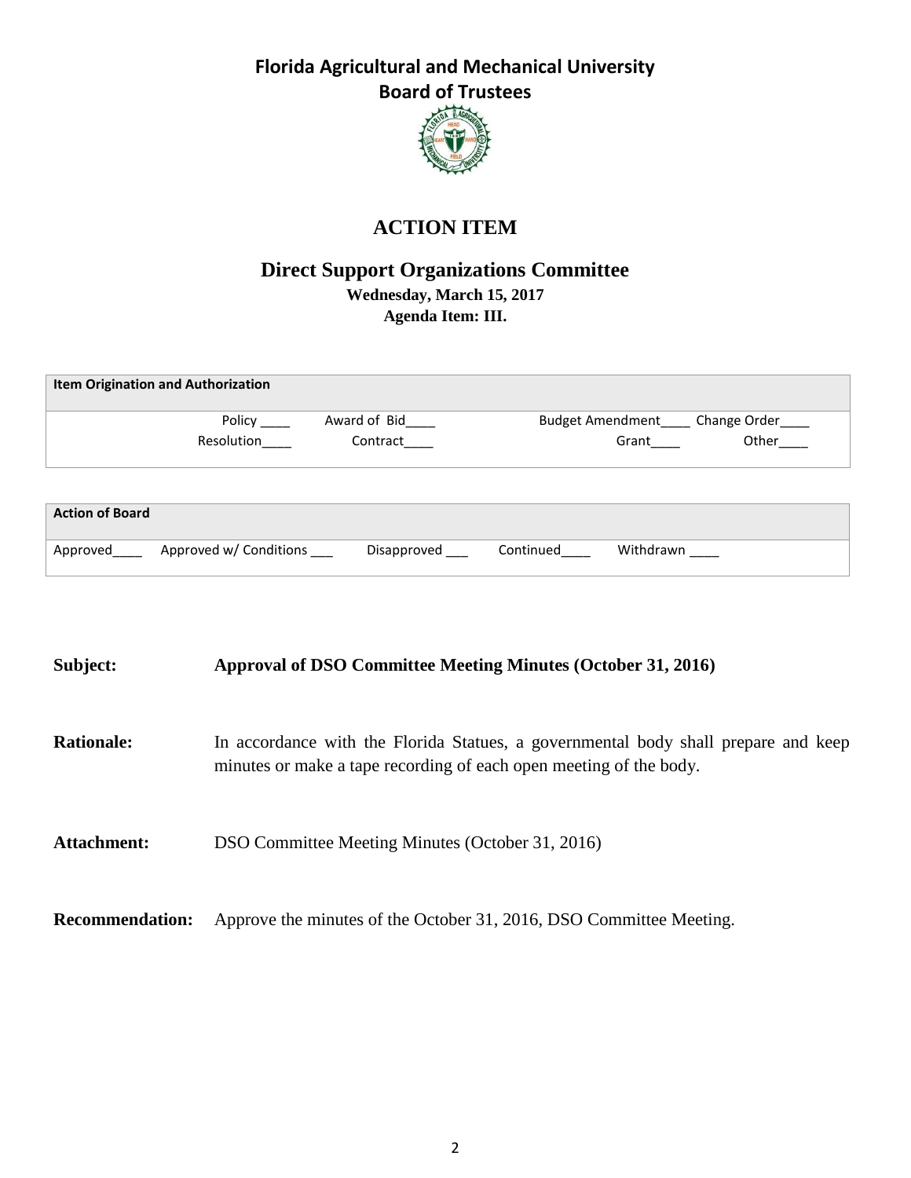# Florida Agricultural and Mechanical University
## Board of Trustees

# ACTION ITEM

## Direct Support Organizations Committee

**Wednesday, March 15, 2017**
**Agenda Item: III.**

| Item Origination and Authorization | | | |
|---|---|---|---|
| Policy ____ | Award of Bid____ | Budget Amendment____ | Change Order____ |
| Resolution____ | Contract____ | Grant____ | Other____ |

| Action of Board | | | | |
|---|---|---|---|---|
| Approved____ | Approved w/ Conditions ___ | Disapproved ___ | Continued____ | Withdrawn ____ |

**Subject:** **Approval of DSO Committee Meeting Minutes (October 31, 2016)**

**Rationale:** In accordance with the Florida Statues, a governmental body shall prepare and keep minutes or make a tape recording of each open meeting of the body.

**Attachment:** DSO Committee Meeting Minutes (October 31, 2016)

**Recommendation:** Approve the minutes of the October 31, 2016, DSO Committee Meeting.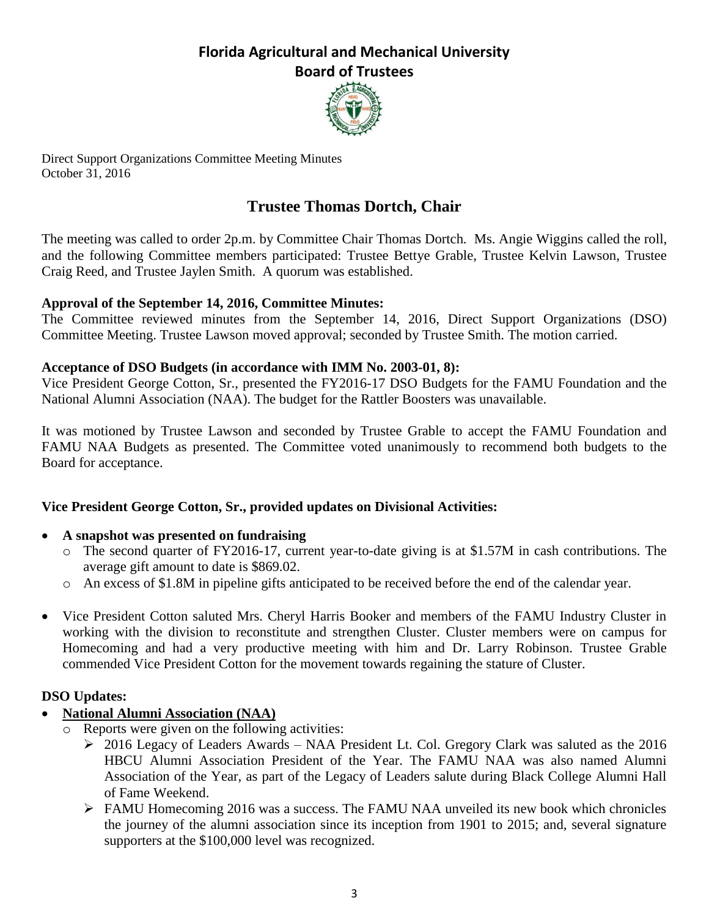# Florida Agricultural and Mechanical University
## Board of Trustees

Direct Support Organizations Committee Meeting Minutes
October 31, 2016

## Trustee Thomas Dortch, Chair

The meeting was called to order 2p.m. by Committee Chair Thomas Dortch. Ms. Angie Wiggins called the roll, and the following Committee members participated: Trustee Bettye Grable, Trustee Kelvin Lawson, Trustee Craig Reed, and Trustee Jaylen Smith. A quorum was established.

**Approval of the September 14, 2016, Committee Minutes:**
The Committee reviewed minutes from the September 14, 2016, Direct Support Organizations (DSO) Committee Meeting. Trustee Lawson moved approval; seconded by Trustee Smith. The motion carried.

**Acceptance of DSO Budgets (in accordance with IMM No. 2003-01, 8):**
Vice President George Cotton, Sr., presented the FY2016-17 DSO Budgets for the FAMU Foundation and the National Alumni Association (NAA). The budget for the Rattler Boosters was unavailable.

It was motioned by Trustee Lawson and seconded by Trustee Grable to accept the FAMU Foundation and FAMU NAA Budgets as presented. The Committee voted unanimously to recommend both budgets to the Board for acceptance.

**Vice President George Cotton, Sr., provided updates on Divisional Activities:**

- **A snapshot was presented on fundraising**
  - The second quarter of FY2016-17, current year-to-date giving is at $1.57M in cash contributions. The average gift amount to date is $869.02.
  - An excess of $1.8M in pipeline gifts anticipated to be received before the end of the calendar year.

- Vice President Cotton saluted Mrs. Cheryl Harris Booker and members of the FAMU Industry Cluster in working with the division to reconstitute and strengthen Cluster. Cluster members were on campus for Homecoming and had a very productive meeting with him and Dr. Larry Robinson. Trustee Grable commended Vice President Cotton for the movement towards regaining the stature of Cluster.

**DSO Updates:**

- **National Alumni Association (NAA)**
  - Reports were given on the following activities:
    - 2016 Legacy of Leaders Awards – NAA President Lt. Col. Gregory Clark was saluted as the 2016 HBCU Alumni Association President of the Year. The FAMU NAA was also named Alumni Association of the Year, as part of the Legacy of Leaders salute during Black College Alumni Hall of Fame Weekend.
    - FAMU Homecoming 2016 was a success. The FAMU NAA unveiled its new book which chronicles the journey of the alumni association since its inception from 1901 to 2015; and, several signature supporters at the $100,000 level was recognized.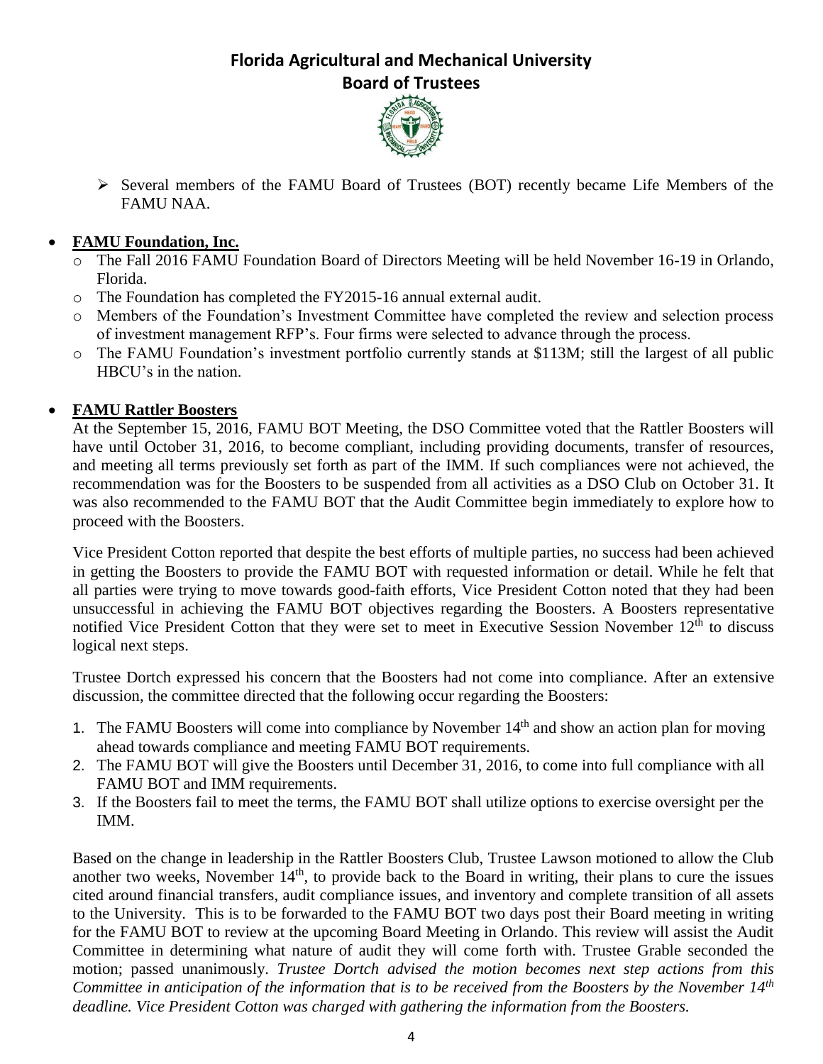- Several members of the FAMU Board of Trustees (BOT) recently became Life Members of the FAMU NAA.

- **FAMU Foundation, Inc.**
  - The Fall 2016 FAMU Foundation Board of Directors Meeting will be held November 16-19 in Orlando, Florida.
  - The Foundation has completed the FY2015-16 annual external audit.
  - Members of the Foundation's Investment Committee have completed the review and selection process of investment management RFP's. Four firms were selected to advance through the process.
  - The FAMU Foundation's investment portfolio currently stands at \$113M; still the largest of all public HBCU's in the nation.

- **FAMU Rattler Boosters**

  At the September 15, 2016, FAMU BOT Meeting, the DSO Committee voted that the Rattler Boosters will have until October 31, 2016, to become compliant, including providing documents, transfer of resources, and meeting all terms previously set forth as part of the IMM. If such compliances were not achieved, the recommendation was for the Boosters to be suspended from all activities as a DSO Club on October 31. It was also recommended to the FAMU BOT that the Audit Committee begin immediately to explore how to proceed with the Boosters.

  Vice President Cotton reported that despite the best efforts of multiple parties, no success had been achieved in getting the Boosters to provide the FAMU BOT with requested information or detail. While he felt that all parties were trying to move towards good-faith efforts, Vice President Cotton noted that they had been unsuccessful in achieving the FAMU BOT objectives regarding the Boosters. A Boosters representative notified Vice President Cotton that they were set to meet in Executive Session November 12th to discuss logical next steps.

  Trustee Dortch expressed his concern that the Boosters had not come into compliance. After an extensive discussion, the committee directed that the following occur regarding the Boosters:

  1. The FAMU Boosters will come into compliance by November 14th and show an action plan for moving ahead towards compliance and meeting FAMU BOT requirements.
  2. The FAMU BOT will give the Boosters until December 31, 2016, to come into full compliance with all FAMU BOT and IMM requirements.
  3. If the Boosters fail to meet the terms, the FAMU BOT shall utilize options to exercise oversight per the IMM.

  Based on the change in leadership in the Rattler Boosters Club, Trustee Lawson motioned to allow the Club another two weeks, November 14th, to provide back to the Board in writing, their plans to cure the issues cited around financial transfers, audit compliance issues, and inventory and complete transition of all assets to the University. This is to be forwarded to the FAMU BOT two days post their Board meeting in writing for the FAMU BOT to review at the upcoming Board Meeting in Orlando. This review will assist the Audit Committee in determining what nature of audit they will come forth with. Trustee Grable seconded the motion; passed unanimously. *Trustee Dortch advised the motion becomes next step actions from this Committee in anticipation of the information that is to be received from the Boosters by the November 14th deadline. Vice President Cotton was charged with gathering the information from the Boosters.*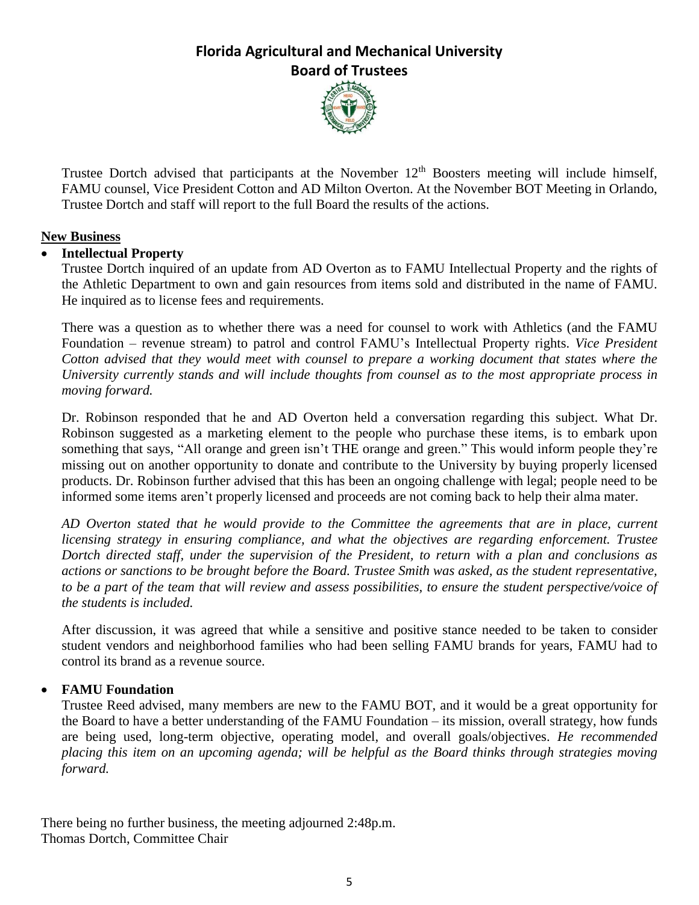Trustee Dortch advised that participants at the November 12th Boosters meeting will include himself, FAMU counsel, Vice President Cotton and AD Milton Overton. At the November BOT Meeting in Orlando, Trustee Dortch and staff will report to the full Board the results of the actions.

**New Business**

- **Intellectual Property**

  Trustee Dortch inquired of an update from AD Overton as to FAMU Intellectual Property and the rights of the Athletic Department to own and gain resources from items sold and distributed in the name of FAMU. He inquired as to license fees and requirements.

  There was a question as to whether there was a need for counsel to work with Athletics (and the FAMU Foundation – revenue stream) to patrol and control FAMU's Intellectual Property rights. *Vice President Cotton advised that they would meet with counsel to prepare a working document that states where the University currently stands and will include thoughts from counsel as to the most appropriate process in moving forward.*

  Dr. Robinson responded that he and AD Overton held a conversation regarding this subject. What Dr. Robinson suggested as a marketing element to the people who purchase these items, is to embark upon something that says, "All orange and green isn't THE orange and green." This would inform people they're missing out on another opportunity to donate and contribute to the University by buying properly licensed products. Dr. Robinson further advised that this has been an ongoing challenge with legal; people need to be informed some items aren't properly licensed and proceeds are not coming back to help their alma mater.

  *AD Overton stated that he would provide to the Committee the agreements that are in place, current licensing strategy in ensuring compliance, and what the objectives are regarding enforcement. Trustee Dortch directed staff, under the supervision of the President, to return with a plan and conclusions as actions or sanctions to be brought before the Board. Trustee Smith was asked, as the student representative, to be a part of the team that will review and assess possibilities, to ensure the student perspective/voice of the students is included.*

  After discussion, it was agreed that while a sensitive and positive stance needed to be taken to consider student vendors and neighborhood families who had been selling FAMU brands for years, FAMU had to control its brand as a revenue source.

- **FAMU Foundation**

  Trustee Reed advised, many members are new to the FAMU BOT, and it would be a great opportunity for the Board to have a better understanding of the FAMU Foundation – its mission, overall strategy, how funds are being used, long-term objective, operating model, and overall goals/objectives. *He recommended placing this item on an upcoming agenda; will be helpful as the Board thinks through strategies moving forward.*

There being no further business, the meeting adjourned 2:48p.m.
Thomas Dortch, Committee Chair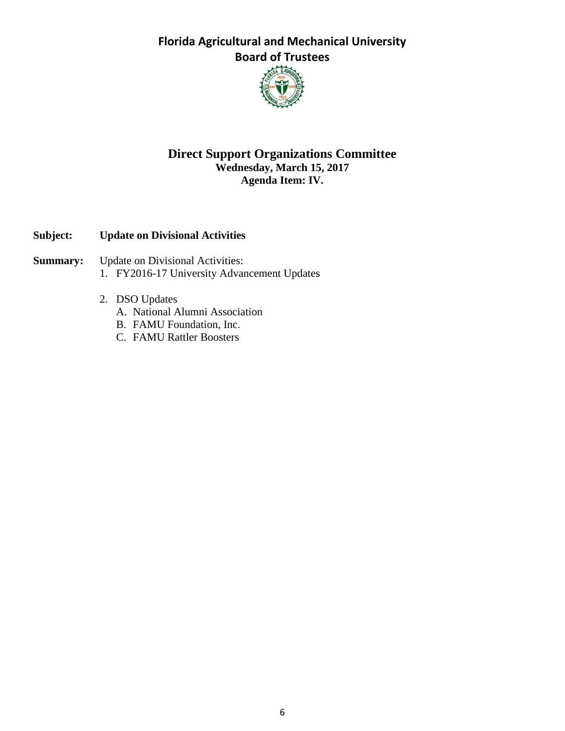# Florida Agricultural and Mechanical University
## Board of Trustees

## Direct Support Organizations Committee

**Wednesday, March 15, 2017**
**Agenda Item: IV.**

**Subject:** **Update on Divisional Activities**

**Summary:** Update on Divisional Activities:

1. FY2016-17 University Advancement Updates

2. DSO Updates
   - A. National Alumni Association
   - B. FAMU Foundation, Inc.
   - C. FAMU Rattler Boosters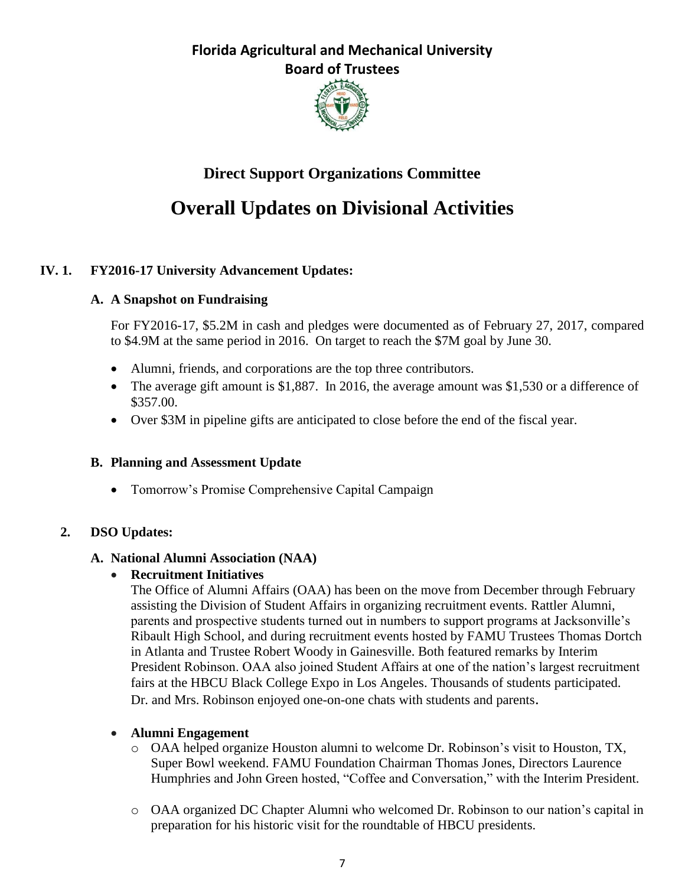# Florida Agricultural and Mechanical University
## Board of Trustees

## Direct Support Organizations Committee

# Overall Updates on Divisional Activities

**IV. 1. FY2016-17 University Advancement Updates:**

**A. A Snapshot on Fundraising**

For FY2016-17, $5.2M in cash and pledges were documented as of February 27, 2017, compared to $4.9M at the same period in 2016. On target to reach the $7M goal by June 30.

- Alumni, friends, and corporations are the top three contributors.
- The average gift amount is $1,887. In 2016, the average amount was $1,530 or a difference of $357.00.
- Over $3M in pipeline gifts are anticipated to close before the end of the fiscal year.

**B. Planning and Assessment Update**

- Tomorrow's Promise Comprehensive Capital Campaign

**2. DSO Updates:**

**A. National Alumni Association (NAA)**

- **Recruitment Initiatives**

  The Office of Alumni Affairs (OAA) has been on the move from December through February assisting the Division of Student Affairs in organizing recruitment events. Rattler Alumni, parents and prospective students turned out in numbers to support programs at Jacksonville's Ribault High School, and during recruitment events hosted by FAMU Trustees Thomas Dortch in Atlanta and Trustee Robert Woody in Gainesville. Both featured remarks by Interim President Robinson. OAA also joined Student Affairs at one of the nation's largest recruitment fairs at the HBCU Black College Expo in Los Angeles. Thousands of students participated. Dr. and Mrs. Robinson enjoyed one-on-one chats with students and parents.

- **Alumni Engagement**
  - OAA helped organize Houston alumni to welcome Dr. Robinson's visit to Houston, TX, Super Bowl weekend. FAMU Foundation Chairman Thomas Jones, Directors Laurence Humphries and John Green hosted, "Coffee and Conversation," with the Interim President.
  - OAA organized DC Chapter Alumni who welcomed Dr. Robinson to our nation's capital in preparation for his historic visit for the roundtable of HBCU presidents.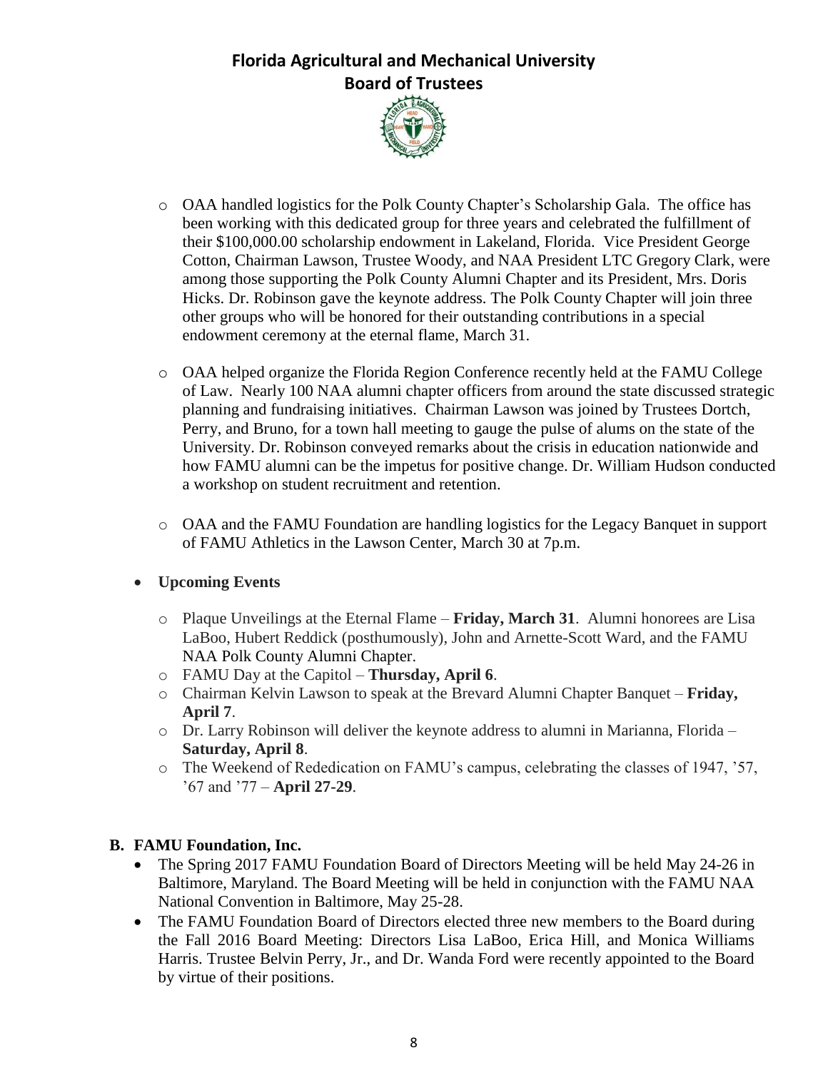- OAA handled logistics for the Polk County Chapter's Scholarship Gala. The office has been working with this dedicated group for three years and celebrated the fulfillment of their $100,000.00 scholarship endowment in Lakeland, Florida. Vice President George Cotton, Chairman Lawson, Trustee Woody, and NAA President LTC Gregory Clark, were among those supporting the Polk County Alumni Chapter and its President, Mrs. Doris Hicks. Dr. Robinson gave the keynote address. The Polk County Chapter will join three other groups who will be honored for their outstanding contributions in a special endowment ceremony at the eternal flame, March 31.

- OAA helped organize the Florida Region Conference recently held at the FAMU College of Law. Nearly 100 NAA alumni chapter officers from around the state discussed strategic planning and fundraising initiatives. Chairman Lawson was joined by Trustees Dortch, Perry, and Bruno, for a town hall meeting to gauge the pulse of alums on the state of the University. Dr. Robinson conveyed remarks about the crisis in education nationwide and how FAMU alumni can be the impetus for positive change. Dr. William Hudson conducted a workshop on student recruitment and retention.

- OAA and the FAMU Foundation are handling logistics for the Legacy Banquet in support of FAMU Athletics in the Lawson Center, March 30 at 7p.m.

- **Upcoming Events**
  - Plaque Unveilings at the Eternal Flame – **Friday, March 31**. Alumni honorees are Lisa LaBoo, Hubert Reddick (posthumously), John and Arnette-Scott Ward, and the FAMU NAA Polk County Alumni Chapter.
  - FAMU Day at the Capitol – **Thursday, April 6**.
  - Chairman Kelvin Lawson to speak at the Brevard Alumni Chapter Banquet – **Friday, April 7**.
  - Dr. Larry Robinson will deliver the keynote address to alumni in Marianna, Florida – **Saturday, April 8**.
  - The Weekend of Rededication on FAMU's campus, celebrating the classes of 1947, '57, '67 and '77 – **April 27-29**.

**B. FAMU Foundation, Inc.**

- The Spring 2017 FAMU Foundation Board of Directors Meeting will be held May 24-26 in Baltimore, Maryland. The Board Meeting will be held in conjunction with the FAMU NAA National Convention in Baltimore, May 25-28.
- The FAMU Foundation Board of Directors elected three new members to the Board during the Fall 2016 Board Meeting: Directors Lisa LaBoo, Erica Hill, and Monica Williams Harris. Trustee Belvin Perry, Jr., and Dr. Wanda Ford were recently appointed to the Board by virtue of their positions.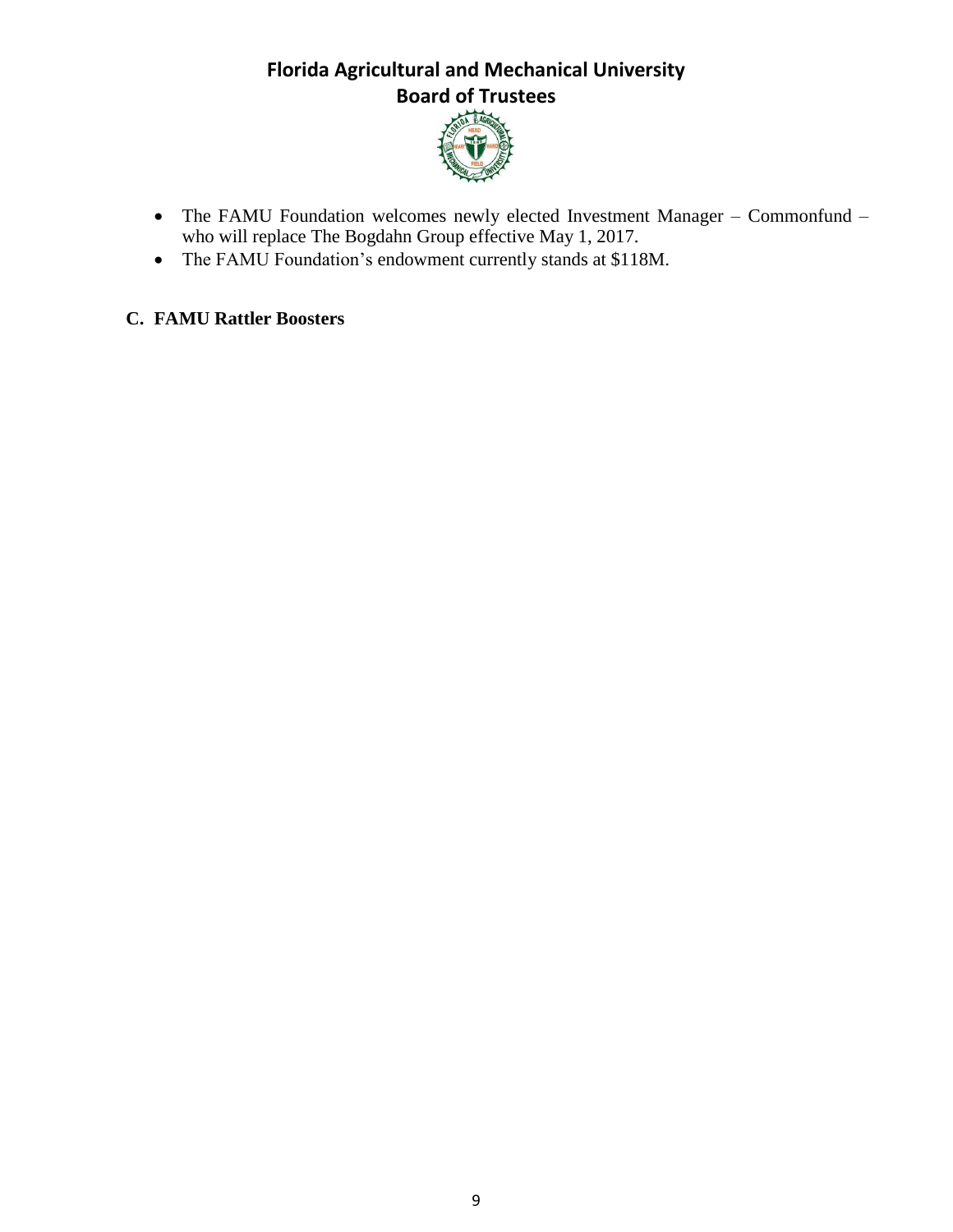- The FAMU Foundation welcomes newly elected Investment Manager – Commonfund – who will replace The Bogdahn Group effective May 1, 2017.
- The FAMU Foundation's endowment currently stands at $118M.

## C. FAMU Rattler Boosters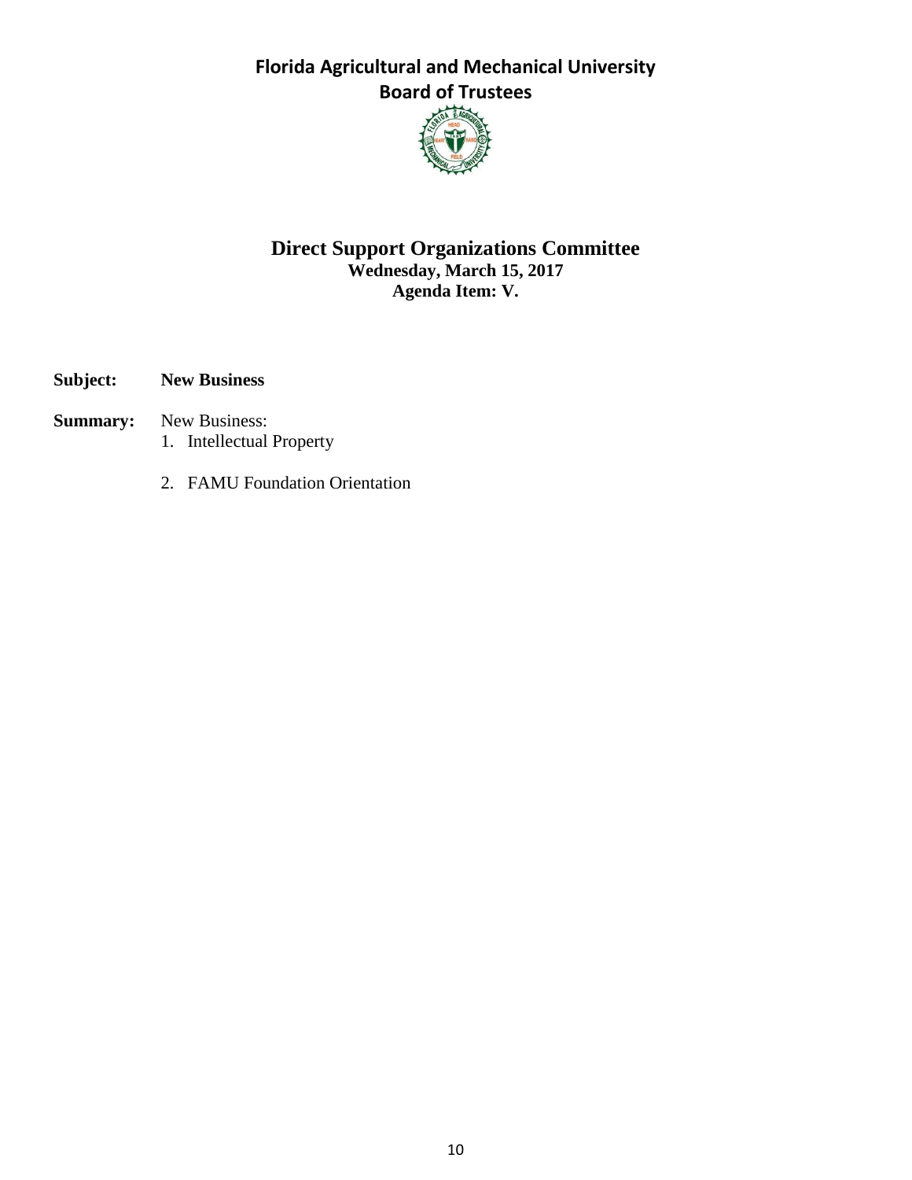# Florida Agricultural and Mechanical University
## Board of Trustees

## Direct Support Organizations Committee
**Wednesday, March 15, 2017**
**Agenda Item: V.**

**Subject:** **New Business**

**Summary:** New Business:

1. Intellectual Property
2. FAMU Foundation Orientation